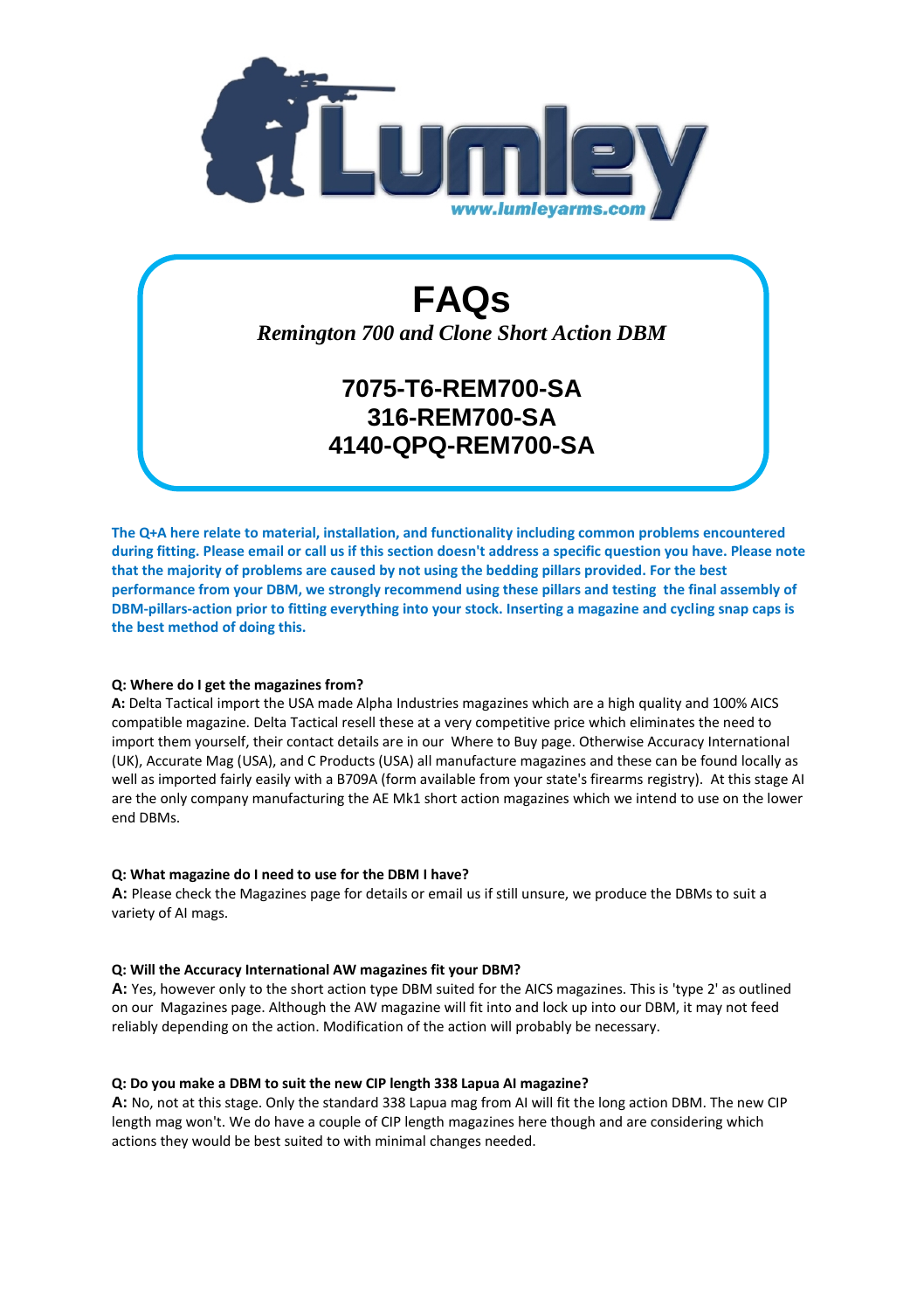# FAQs

*Remington 700 and Clone Short Action DBM*

## 7075-T6-REM700-SA
## 316-REM700-SA
## 4140-QPQ-REM700-SA

**The Q+A here relate to material, installation, and functionality including common problems encountered during fitting. Please email or call us if this section doesn't address a specific question you have. Please note that the majority of problems are caused by not using the bedding pillars provided. For the best performance from your DBM, we strongly recommend using these pillars and testing the final assembly of DBM-pillars-action prior to fitting everything into your stock. Inserting a magazine and cycling snap caps is the best method of doing this.**

**Q: Where do I get the magazines from?**
**A:** Delta Tactical import the USA made Alpha Industries magazines which are a high quality and 100% AICS compatible magazine. Delta Tactical resell these at a very competitive price which eliminates the need to import them yourself, their contact details are in our Where to Buy page. Otherwise Accuracy International (UK), Accurate Mag (USA), and C Products (USA) all manufacture magazines and these can be found locally as well as imported fairly easily with a B709A (form available from your state's firearms registry). At this stage AI are the only company manufacturing the AE Mk1 short action magazines which we intend to use on the lower end DBMs.

**Q: What magazine do I need to use for the DBM I have?**
**A:** Please check the Magazines page for details or email us if still unsure, we produce the DBMs to suit a variety of AI mags.

**Q: Will the Accuracy International AW magazines fit your DBM?**
**A:** Yes, however only to the short action type DBM suited for the AICS magazines. This is 'type 2' as outlined on our Magazines page. Although the AW magazine will fit into and lock up into our DBM, it may not feed reliably depending on the action. Modification of the action will probably be necessary.

**Q: Do you make a DBM to suit the new CIP length 338 Lapua AI magazine?**
**A:** No, not at this stage. Only the standard 338 Lapua mag from AI will fit the long action DBM. The new CIP length mag won't. We do have a couple of CIP length magazines here though and are considering which actions they would be best suited to with minimal changes needed.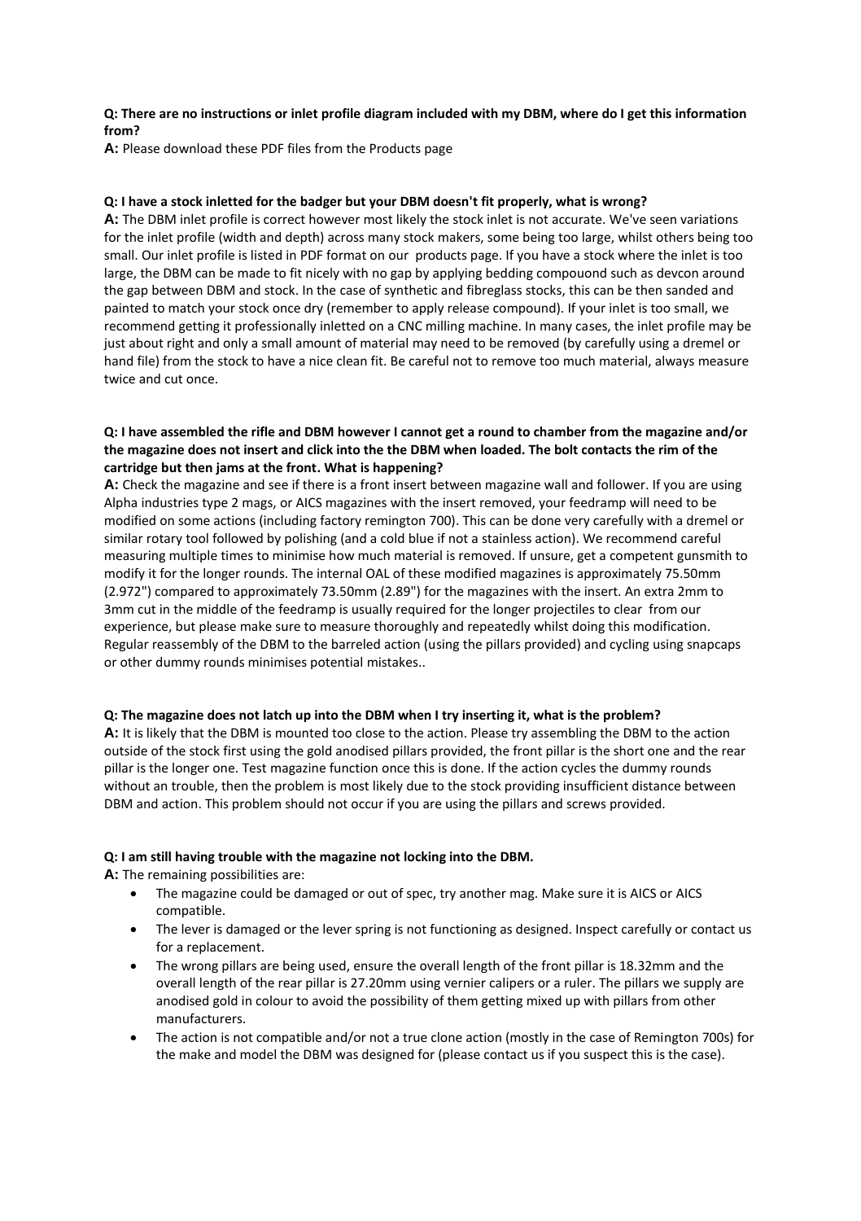**Q: There are no instructions or inlet profile diagram included with my DBM, where do I get this information from?**

**A:** Please download these PDF files from the Products page

**Q: I have a stock inletted for the badger but your DBM doesn't fit properly, what is wrong?**

**A:** The DBM inlet profile is correct however most likely the stock inlet is not accurate. We've seen variations for the inlet profile (width and depth) across many stock makers, some being too large, whilst others being too small. Our inlet profile is listed in PDF format on our products page. If you have a stock where the inlet is too large, the DBM can be made to fit nicely with no gap by applying bedding compouond such as devcon around the gap between DBM and stock. In the case of synthetic and fibreglass stocks, this can be then sanded and painted to match your stock once dry (remember to apply release compound). If your inlet is too small, we recommend getting it professionally inletted on a CNC milling machine. In many cases, the inlet profile may be just about right and only a small amount of material may need to be removed (by carefully using a dremel or hand file) from the stock to have a nice clean fit. Be careful not to remove too much material, always measure twice and cut once.

**Q: I have assembled the rifle and DBM however I cannot get a round to chamber from the magazine and/or the magazine does not insert and click into the the DBM when loaded. The bolt contacts the rim of the cartridge but then jams at the front. What is happening?**

**A:** Check the magazine and see if there is a front insert between magazine wall and follower. If you are using Alpha industries type 2 mags, or AICS magazines with the insert removed, your feedramp will need to be modified on some actions (including factory remington 700). This can be done very carefully with a dremel or similar rotary tool followed by polishing (and a cold blue if not a stainless action). We recommend careful measuring multiple times to minimise how much material is removed. If unsure, get a competent gunsmith to modify it for the longer rounds. The internal OAL of these modified magazines is approximately 75.50mm (2.972") compared to approximately 73.50mm (2.89") for the magazines with the insert. An extra 2mm to 3mm cut in the middle of the feedramp is usually required for the longer projectiles to clear from our experience, but please make sure to measure thoroughly and repeatedly whilst doing this modification. Regular reassembly of the DBM to the barreled action (using the pillars provided) and cycling using snapcaps or other dummy rounds minimises potential mistakes..

**Q: The magazine does not latch up into the DBM when I try inserting it, what is the problem?**

**A:** It is likely that the DBM is mounted too close to the action. Please try assembling the DBM to the action outside of the stock first using the gold anodised pillars provided, the front pillar is the short one and the rear pillar is the longer one. Test magazine function once this is done. If the action cycles the dummy rounds without an trouble, then the problem is most likely due to the stock providing insufficient distance between DBM and action. This problem should not occur if you are using the pillars and screws provided.

**Q: I am still having trouble with the magazine not locking into the DBM.**

**A:** The remaining possibilities are:

- The magazine could be damaged or out of spec, try another mag. Make sure it is AICS or AICS compatible.
- The lever is damaged or the lever spring is not functioning as designed. Inspect carefully or contact us for a replacement.
- The wrong pillars are being used, ensure the overall length of the front pillar is 18.32mm and the overall length of the rear pillar is 27.20mm using vernier calipers or a ruler. The pillars we supply are anodised gold in colour to avoid the possibility of them getting mixed up with pillars from other manufacturers.
- The action is not compatible and/or not a true clone action (mostly in the case of Remington 700s) for the make and model the DBM was designed for (please contact us if you suspect this is the case).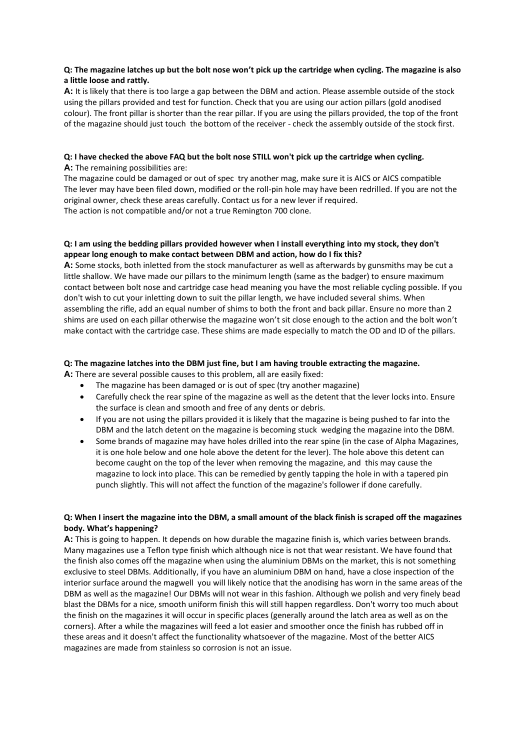**Q: The magazine latches up but the bolt nose won't pick up the cartridge when cycling. The magazine is also a little loose and rattly.**

**A:** It is likely that there is too large a gap between the DBM and action. Please assemble outside of the stock using the pillars provided and test for function. Check that you are using our action pillars (gold anodised colour). The front pillar is shorter than the rear pillar. If you are using the pillars provided, the top of the front of the magazine should just touch the bottom of the receiver - check the assembly outside of the stock first.

**Q: I have checked the above FAQ but the bolt nose STILL won't pick up the cartridge when cycling.**

**A:** The remaining possibilities are:

The magazine could be damaged or out of spec try another mag, make sure it is AICS or AICS compatible

The lever may have been filed down, modified or the roll-pin hole may have been redrilled. If you are not the original owner, check these areas carefully. Contact us for a new lever if required.

The action is not compatible and/or not a true Remington 700 clone.

**Q: I am using the bedding pillars provided however when I install everything into my stock, they don't appear long enough to make contact between DBM and action, how do I fix this?**

**A:** Some stocks, both inletted from the stock manufacturer as well as afterwards by gunsmiths may be cut a little shallow. We have made our pillars to the minimum length (same as the badger) to ensure maximum contact between bolt nose and cartridge case head meaning you have the most reliable cycling possible. If you don't wish to cut your inletting down to suit the pillar length, we have included several shims. When assembling the rifle, add an equal number of shims to both the front and back pillar. Ensure no more than 2 shims are used on each pillar otherwise the magazine won't sit close enough to the action and the bolt won't make contact with the cartridge case. These shims are made especially to match the OD and ID of the pillars.

**Q: The magazine latches into the DBM just fine, but I am having trouble extracting the magazine.**

**A:** There are several possible causes to this problem, all are easily fixed:

- The magazine has been damaged or is out of spec (try another magazine)
- Carefully check the rear spine of the magazine as well as the detent that the lever locks into. Ensure the surface is clean and smooth and free of any dents or debris.
- If you are not using the pillars provided it is likely that the magazine is being pushed to far into the DBM and the latch detent on the magazine is becoming stuck wedging the magazine into the DBM.
- Some brands of magazine may have holes drilled into the rear spine (in the case of Alpha Magazines, it is one hole below and one hole above the detent for the lever). The hole above this detent can become caught on the top of the lever when removing the magazine, and this may cause the magazine to lock into place. This can be remedied by gently tapping the hole in with a tapered pin punch slightly. This will not affect the function of the magazine's follower if done carefully.

**Q: When I insert the magazine into the DBM, a small amount of the black finish is scraped off the magazines body. What's happening?**

**A:** This is going to happen. It depends on how durable the magazine finish is, which varies between brands. Many magazines use a Teflon type finish which although nice is not that wear resistant. We have found that the finish also comes off the magazine when using the aluminium DBMs on the market, this is not something exclusive to steel DBMs. Additionally, if you have an aluminium DBM on hand, have a close inspection of the interior surface around the magwell you will likely notice that the anodising has worn in the same areas of the DBM as well as the magazine! Our DBMs will not wear in this fashion. Although we polish and very finely bead blast the DBMs for a nice, smooth uniform finish this will still happen regardless. Don't worry too much about the finish on the magazines it will occur in specific places (generally around the latch area as well as on the corners). After a while the magazines will feed a lot easier and smoother once the finish has rubbed off in these areas and it doesn't affect the functionality whatsoever of the magazine. Most of the better AICS magazines are made from stainless so corrosion is not an issue.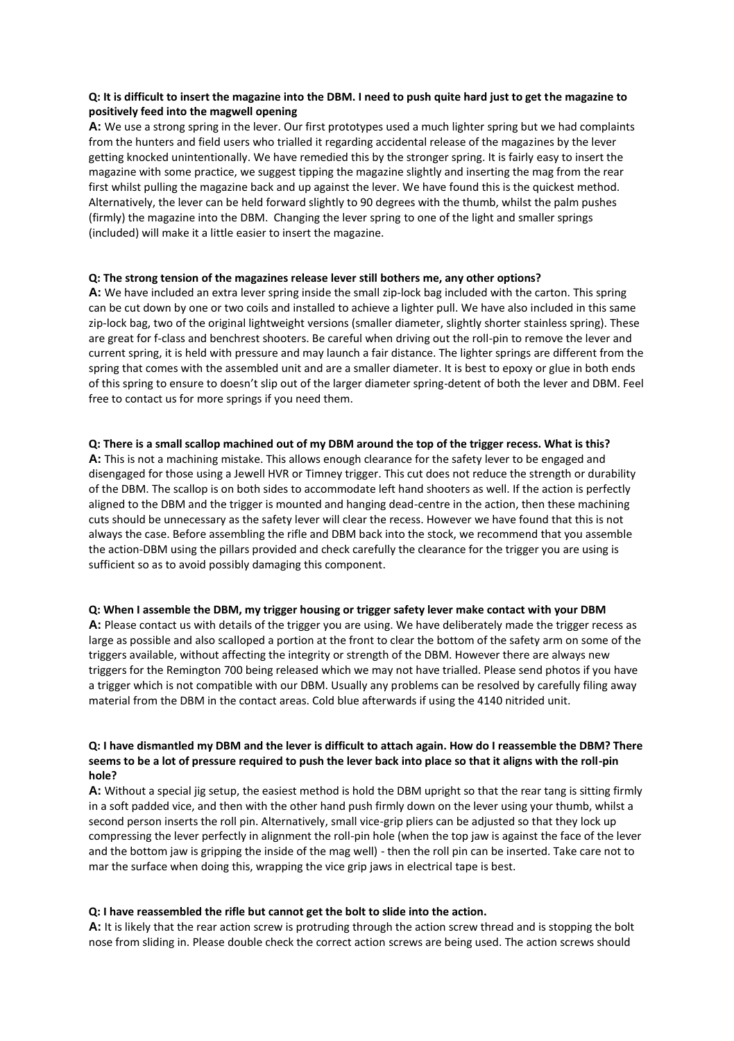**Q: It is difficult to insert the magazine into the DBM. I need to push quite hard just to get the magazine to positively feed into the magwell opening**

**A:** We use a strong spring in the lever. Our first prototypes used a much lighter spring but we had complaints from the hunters and field users who trialled it regarding accidental release of the magazines by the lever getting knocked unintentionally. We have remedied this by the stronger spring. It is fairly easy to insert the magazine with some practice, we suggest tipping the magazine slightly and inserting the mag from the rear first whilst pulling the magazine back and up against the lever. We have found this is the quickest method. Alternatively, the lever can be held forward slightly to 90 degrees with the thumb, whilst the palm pushes (firmly) the magazine into the DBM. Changing the lever spring to one of the light and smaller springs (included) will make it a little easier to insert the magazine.

**Q: The strong tension of the magazines release lever still bothers me, any other options?**

**A:** We have included an extra lever spring inside the small zip-lock bag included with the carton. This spring can be cut down by one or two coils and installed to achieve a lighter pull. We have also included in this same zip-lock bag, two of the original lightweight versions (smaller diameter, slightly shorter stainless spring). These are great for f-class and benchrest shooters. Be careful when driving out the roll-pin to remove the lever and current spring, it is held with pressure and may launch a fair distance. The lighter springs are different from the spring that comes with the assembled unit and are a smaller diameter. It is best to epoxy or glue in both ends of this spring to ensure to doesn't slip out of the larger diameter spring-detent of both the lever and DBM. Feel free to contact us for more springs if you need them.

**Q: There is a small scallop machined out of my DBM around the top of the trigger recess. What is this?**

**A:** This is not a machining mistake. This allows enough clearance for the safety lever to be engaged and disengaged for those using a Jewell HVR or Timney trigger. This cut does not reduce the strength or durability of the DBM. The scallop is on both sides to accommodate left hand shooters as well. If the action is perfectly aligned to the DBM and the trigger is mounted and hanging dead-centre in the action, then these machining cuts should be unnecessary as the safety lever will clear the recess. However we have found that this is not always the case. Before assembling the rifle and DBM back into the stock, we recommend that you assemble the action-DBM using the pillars provided and check carefully the clearance for the trigger you are using is sufficient so as to avoid possibly damaging this component.

**Q: When I assemble the DBM, my trigger housing or trigger safety lever make contact with your DBM**

**A:** Please contact us with details of the trigger you are using. We have deliberately made the trigger recess as large as possible and also scalloped a portion at the front to clear the bottom of the safety arm on some of the triggers available, without affecting the integrity or strength of the DBM. However there are always new triggers for the Remington 700 being released which we may not have trialled. Please send photos if you have a trigger which is not compatible with our DBM. Usually any problems can be resolved by carefully filing away material from the DBM in the contact areas. Cold blue afterwards if using the 4140 nitrided unit.

**Q: I have dismantled my DBM and the lever is difficult to attach again. How do I reassemble the DBM? There seems to be a lot of pressure required to push the lever back into place so that it aligns with the roll-pin hole?**

**A:** Without a special jig setup, the easiest method is hold the DBM upright so that the rear tang is sitting firmly in a soft padded vice, and then with the other hand push firmly down on the lever using your thumb, whilst a second person inserts the roll pin. Alternatively, small vice-grip pliers can be adjusted so that they lock up compressing the lever perfectly in alignment the roll-pin hole (when the top jaw is against the face of the lever and the bottom jaw is gripping the inside of the mag well) - then the roll pin can be inserted. Take care not to mar the surface when doing this, wrapping the vice grip jaws in electrical tape is best.

**Q: I have reassembled the rifle but cannot get the bolt to slide into the action.**

**A:** It is likely that the rear action screw is protruding through the action screw thread and is stopping the bolt nose from sliding in. Please double check the correct action screws are being used. The action screws should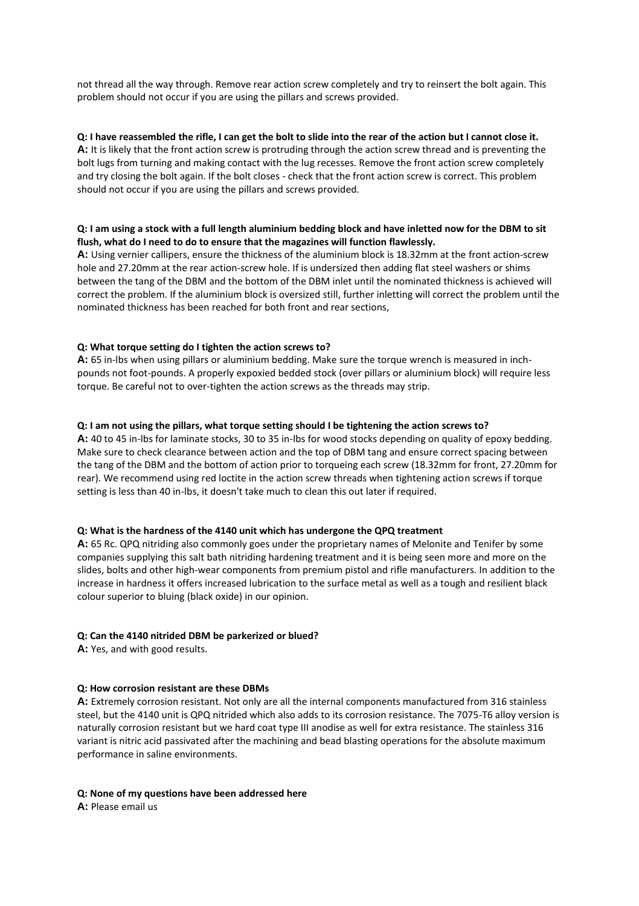not thread all the way through. Remove rear action screw completely and try to reinsert the bolt again. This problem should not occur if you are using the pillars and screws provided.

**Q: I have reassembled the rifle, I can get the bolt to slide into the rear of the action but I cannot close it.**
**A:** It is likely that the front action screw is protruding through the action screw thread and is preventing the bolt lugs from turning and making contact with the lug recesses. Remove the front action screw completely and try closing the bolt again. If the bolt closes - check that the front action screw is correct. This problem should not occur if you are using the pillars and screws provided.

**Q: I am using a stock with a full length aluminium bedding block and have inletted now for the DBM to sit flush, what do I need to do to ensure that the magazines will function flawlessly.**
**A:** Using vernier callipers, ensure the thickness of the aluminium block is 18.32mm at the front action-screw hole and 27.20mm at the rear action-screw hole. If is undersized then adding flat steel washers or shims between the tang of the DBM and the bottom of the DBM inlet until the nominated thickness is achieved will correct the problem. If the aluminium block is oversized still, further inletting will correct the problem until the nominated thickness has been reached for both front and rear sections,

**Q: What torque setting do I tighten the action screws to?**
**A:** 65 in-lbs when using pillars or aluminium bedding. Make sure the torque wrench is measured in inch-pounds not foot-pounds. A properly expoxied bedded stock (over pillars or aluminium block) will require less torque. Be careful not to over-tighten the action screws as the threads may strip.

**Q: I am not using the pillars, what torque setting should I be tightening the action screws to?**
**A:** 40 to 45 in-lbs for laminate stocks, 30 to 35 in-lbs for wood stocks depending on quality of epoxy bedding. Make sure to check clearance between action and the top of DBM tang and ensure correct spacing between the tang of the DBM and the bottom of action prior to torqueing each screw (18.32mm for front, 27.20mm for rear). We recommend using red loctite in the action screw threads when tightening action screws if torque setting is less than 40 in-lbs, it doesn't take much to clean this out later if required.

**Q: What is the hardness of the 4140 unit which has undergone the QPQ treatment**
**A:** 65 Rc. QPQ nitriding also commonly goes under the proprietary names of Melonite and Tenifer by some companies supplying this salt bath nitriding hardening treatment and it is being seen more and more on the slides, bolts and other high-wear components from premium pistol and rifle manufacturers. In addition to the increase in hardness it offers increased lubrication to the surface metal as well as a tough and resilient black colour superior to bluing (black oxide) in our opinion.

**Q: Can the 4140 nitrided DBM be parkerized or blued?**
**A:** Yes, and with good results.

**Q: How corrosion resistant are these DBMs**
**A:** Extremely corrosion resistant. Not only are all the internal components manufactured from 316 stainless steel, but the 4140 unit is QPQ nitrided which also adds to its corrosion resistance. The 7075-T6 alloy version is naturally corrosion resistant but we hard coat type III anodise as well for extra resistance. The stainless 316 variant is nitric acid passivated after the machining and bead blasting operations for the absolute maximum performance in saline environments.

**Q: None of my questions have been addressed here**
**A:** Please email us